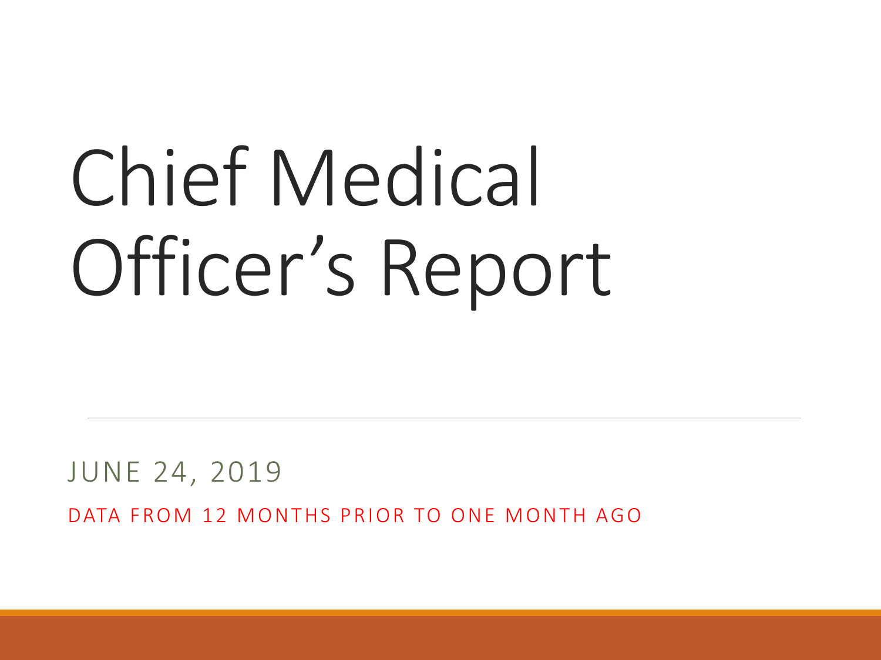# Chief Medical Officer's Report

JUNE 24, 2019

DATA FROM 12 MONTHS PRIOR TO ONE MONTH AGO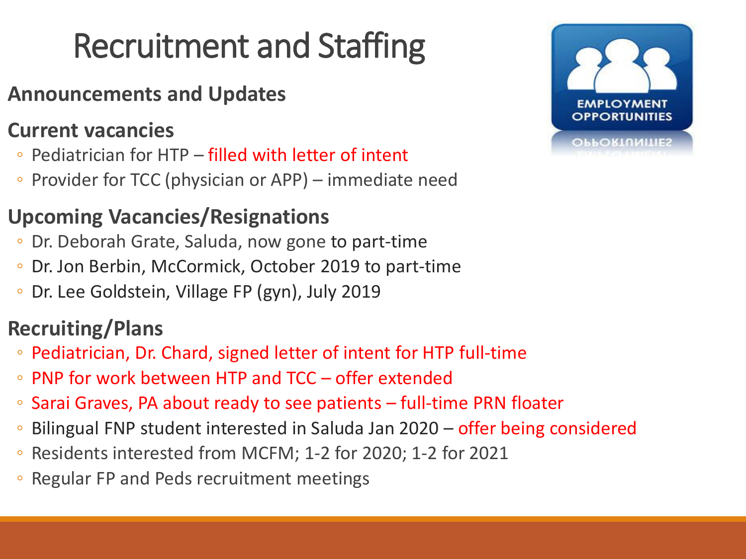# Recruitment and Staffing

**Announcements and Updates**

**Current vacancies**

- Pediatrician for HTP – filled with letter of intent
- Provider for TCC (physician or APP) – immediate need

**Upcoming Vacancies/Resignations**

- Dr. Deborah Grate, Saluda, now gone to part-time
- Dr. Jon Berbin, McCormick, October 2019 to part-time
- Dr. Lee Goldstein, Village FP (gyn), July 2019

**Recruiting/Plans**

- Pediatrician, Dr. Chard, signed letter of intent for HTP full-time
- PNP for work between HTP and TCC – offer extended
- Sarai Graves, PA about ready to see patients – full-time PRN floater
- Bilingual FNP student interested in Saluda Jan 2020 – offer being considered
- Residents interested from MCFM; 1-2 for 2020; 1-2 for 2021
- Regular FP and Peds recruitment meetings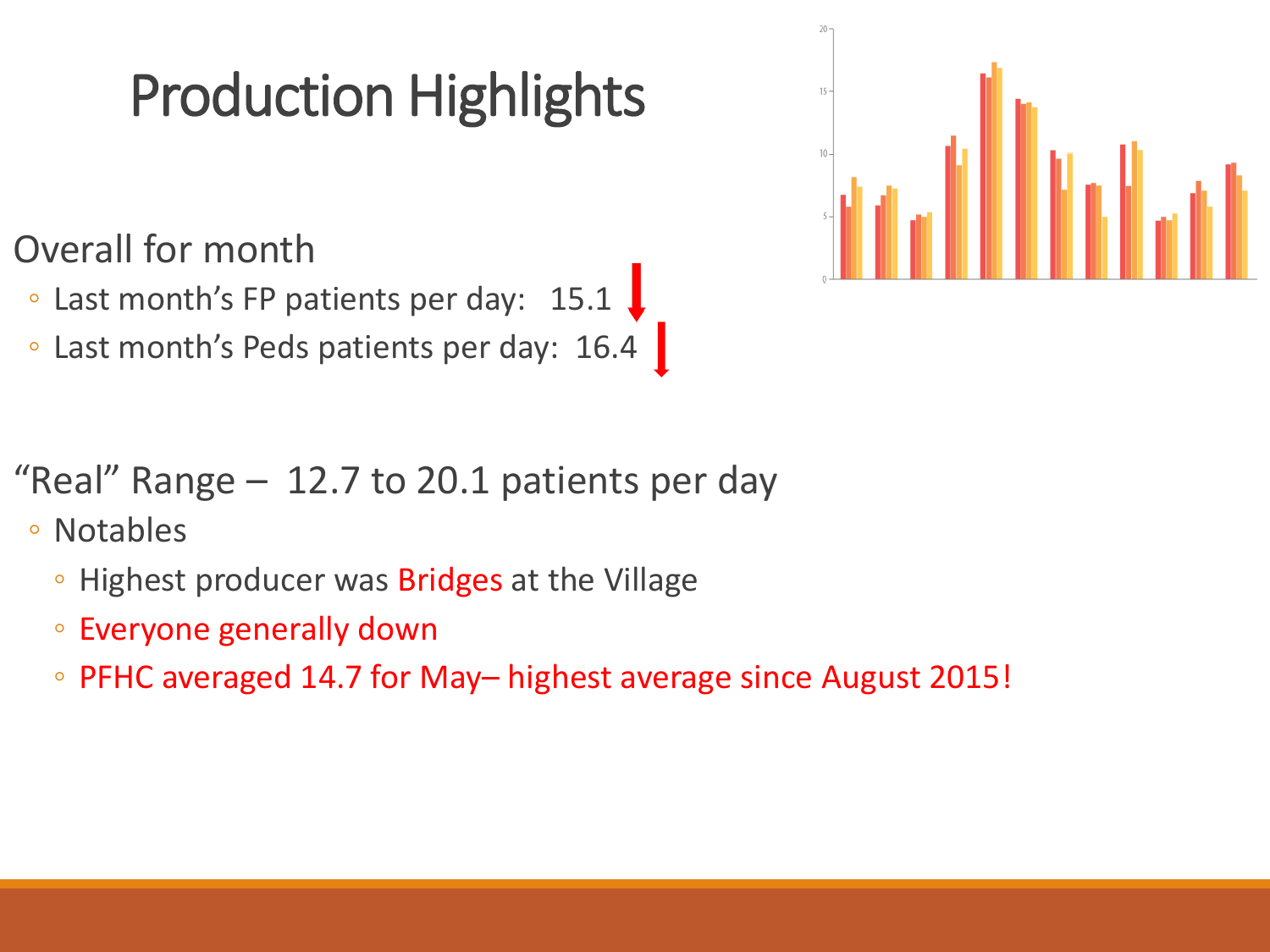# Production Highlights

Overall for month

- Last month's FP patients per day: 15.1
- Last month's Peds patients per day: 16.4

"Real" Range – 12.7 to 20.1 patients per day

- Notables
  - Highest producer was Bridges at the Village
  - Everyone generally down
  - PFHC averaged 14.7 for May– highest average since August 2015!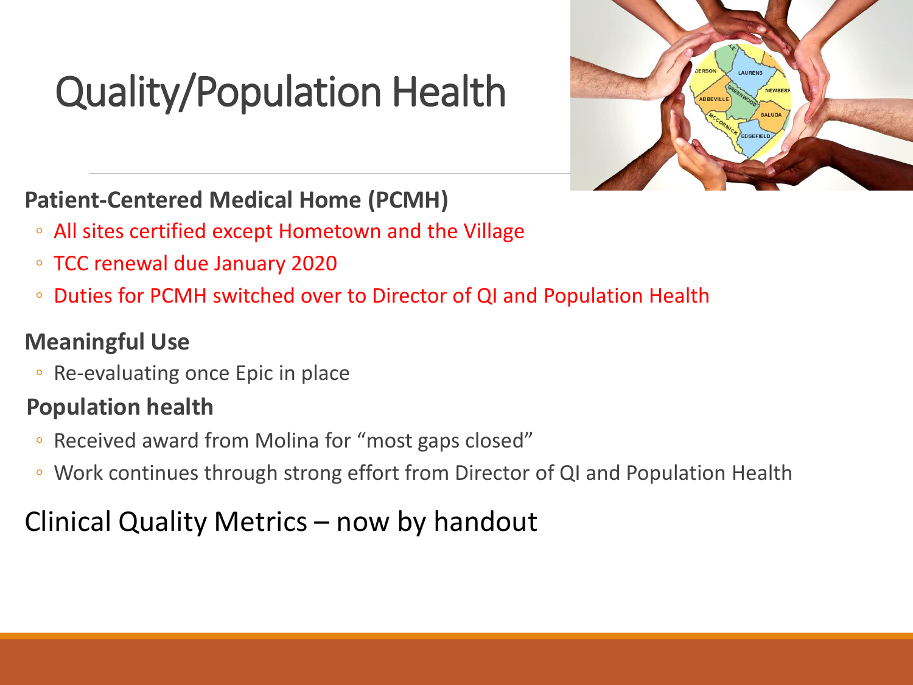# Quality/Population Health

**Patient-Centered Medical Home (PCMH)**

- All sites certified except Hometown and the Village
- TCC renewal due January 2020
- Duties for PCMH switched over to Director of QI and Population Health

**Meaningful Use**

- Re-evaluating once Epic in place

**Population health**

- Received award from Molina for "most gaps closed"
- Work continues through strong effort from Director of QI and Population Health

## Clinical Quality Metrics – now by handout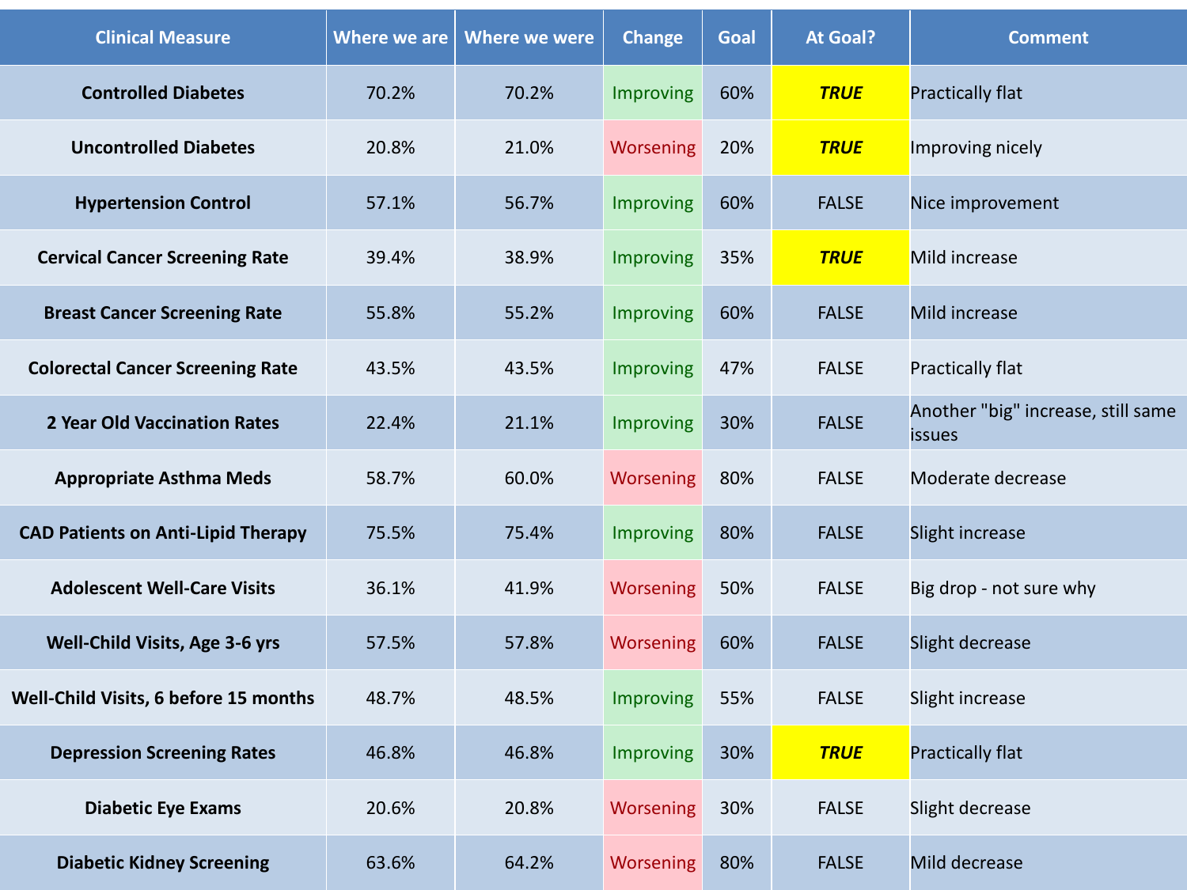| Clinical Measure | Where we are | Where we were | Change | Goal | At Goal? | Comment |
|---|---|---|---|---|---|---|
| **Controlled Diabetes** | 70.2% | 70.2% | Improving | 60% | ***TRUE*** | Practically flat |
| **Uncontrolled Diabetes** | 20.8% | 21.0% | Worsening | 20% | ***TRUE*** | Improving nicely |
| **Hypertension Control** | 57.1% | 56.7% | Improving | 60% | FALSE | Nice improvement |
| **Cervical Cancer Screening Rate** | 39.4% | 38.9% | Improving | 35% | ***TRUE*** | Mild increase |
| **Breast Cancer Screening Rate** | 55.8% | 55.2% | Improving | 60% | FALSE | Mild increase |
| **Colorectal Cancer Screening Rate** | 43.5% | 43.5% | Improving | 47% | FALSE | Practically flat |
| **2 Year Old Vaccination Rates** | 22.4% | 21.1% | Improving | 30% | FALSE | Another "big" increase, still same issues |
| **Appropriate Asthma Meds** | 58.7% | 60.0% | Worsening | 80% | FALSE | Moderate decrease |
| **CAD Patients on Anti-Lipid Therapy** | 75.5% | 75.4% | Improving | 80% | FALSE | Slight increase |
| **Adolescent Well-Care Visits** | 36.1% | 41.9% | Worsening | 50% | FALSE | Big drop - not sure why |
| **Well-Child Visits, Age 3-6 yrs** | 57.5% | 57.8% | Worsening | 60% | FALSE | Slight decrease |
| **Well-Child Visits, 6 before 15 months** | 48.7% | 48.5% | Improving | 55% | FALSE | Slight increase |
| **Depression Screening Rates** | 46.8% | 46.8% | Improving | 30% | ***TRUE*** | Practically flat |
| **Diabetic Eye Exams** | 20.6% | 20.8% | Worsening | 30% | FALSE | Slight decrease |
| **Diabetic Kidney Screening** | 63.6% | 64.2% | Worsening | 80% | FALSE | Mild decrease |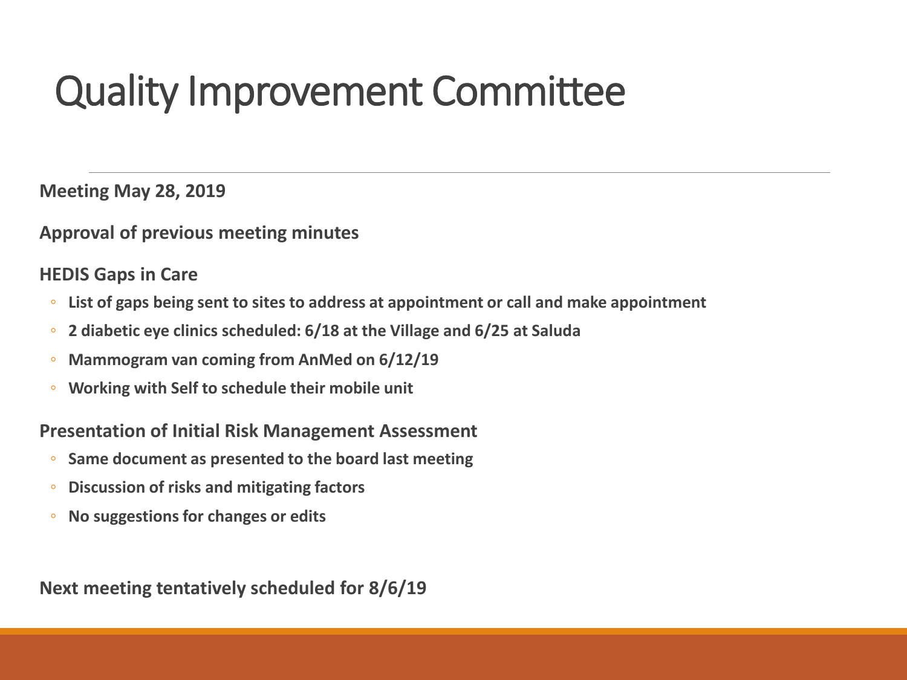# Quality Improvement Committee

**Meeting May 28, 2019**

**Approval of previous meeting minutes**

**HEDIS Gaps in Care**

- **List of gaps being sent to sites to address at appointment or call and make appointment**
- **2 diabetic eye clinics scheduled: 6/18 at the Village and 6/25 at Saluda**
- **Mammogram van coming from AnMed on 6/12/19**
- **Working with Self to schedule their mobile unit**

**Presentation of Initial Risk Management Assessment**

- **Same document as presented to the board last meeting**
- **Discussion of risks and mitigating factors**
- **No suggestions for changes or edits**

**Next meeting tentatively scheduled for 8/6/19**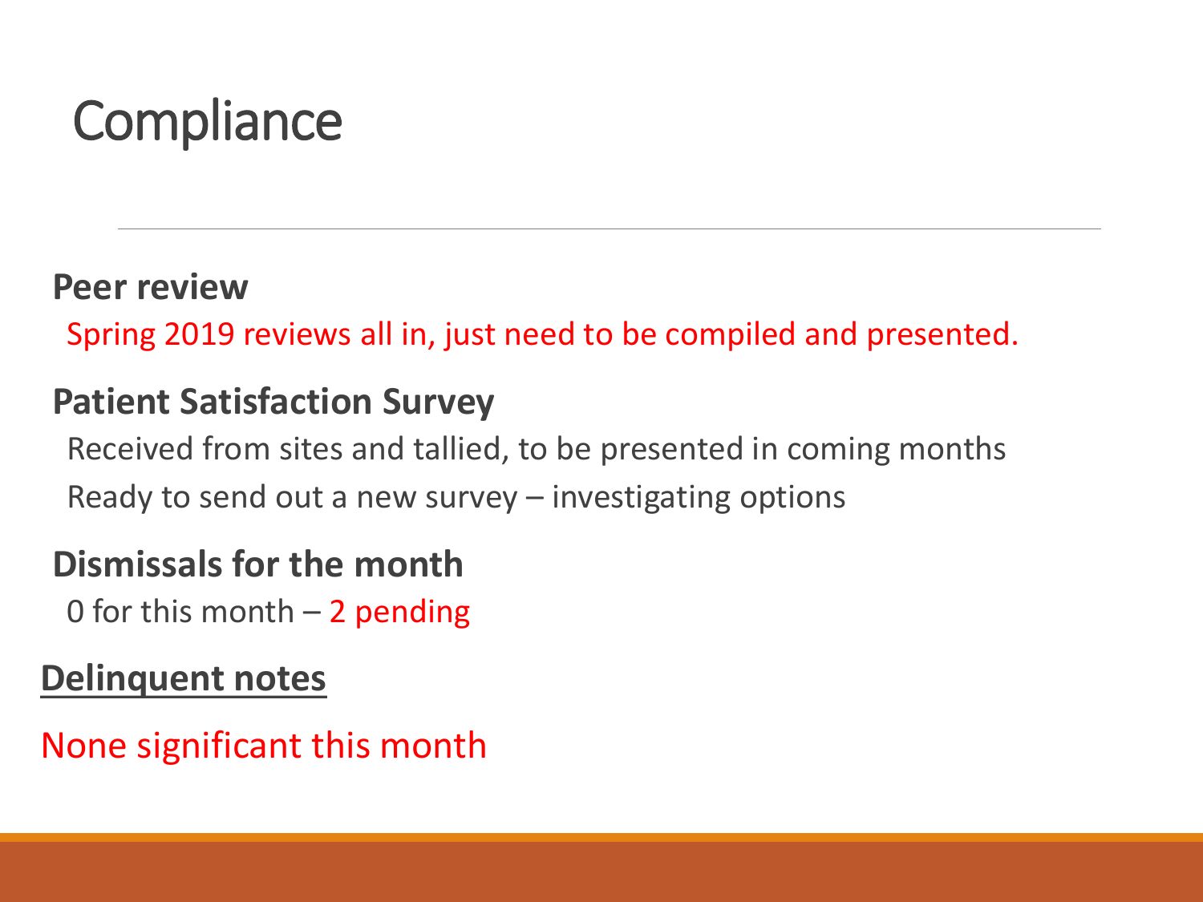# Compliance

**Peer review**

Spring 2019 reviews all in, just need to be compiled and presented.

**Patient Satisfaction Survey**

Received from sites and tallied, to be presented in coming months

Ready to send out a new survey – investigating options

**Dismissals for the month**

0 for this month – 2 pending

**Delinquent notes**

None significant this month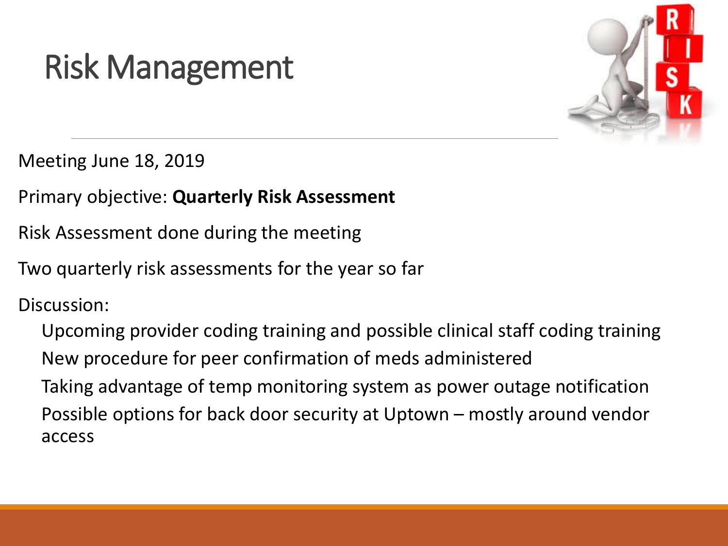# Risk Management

Meeting June 18, 2019

Primary objective: **Quarterly Risk Assessment**

Risk Assessment done during the meeting

Two quarterly risk assessments for the year so far

Discussion:

- Upcoming provider coding training and possible clinical staff coding training
- New procedure for peer confirmation of meds administered
- Taking advantage of temp monitoring system as power outage notification
- Possible options for back door security at Uptown – mostly around vendor access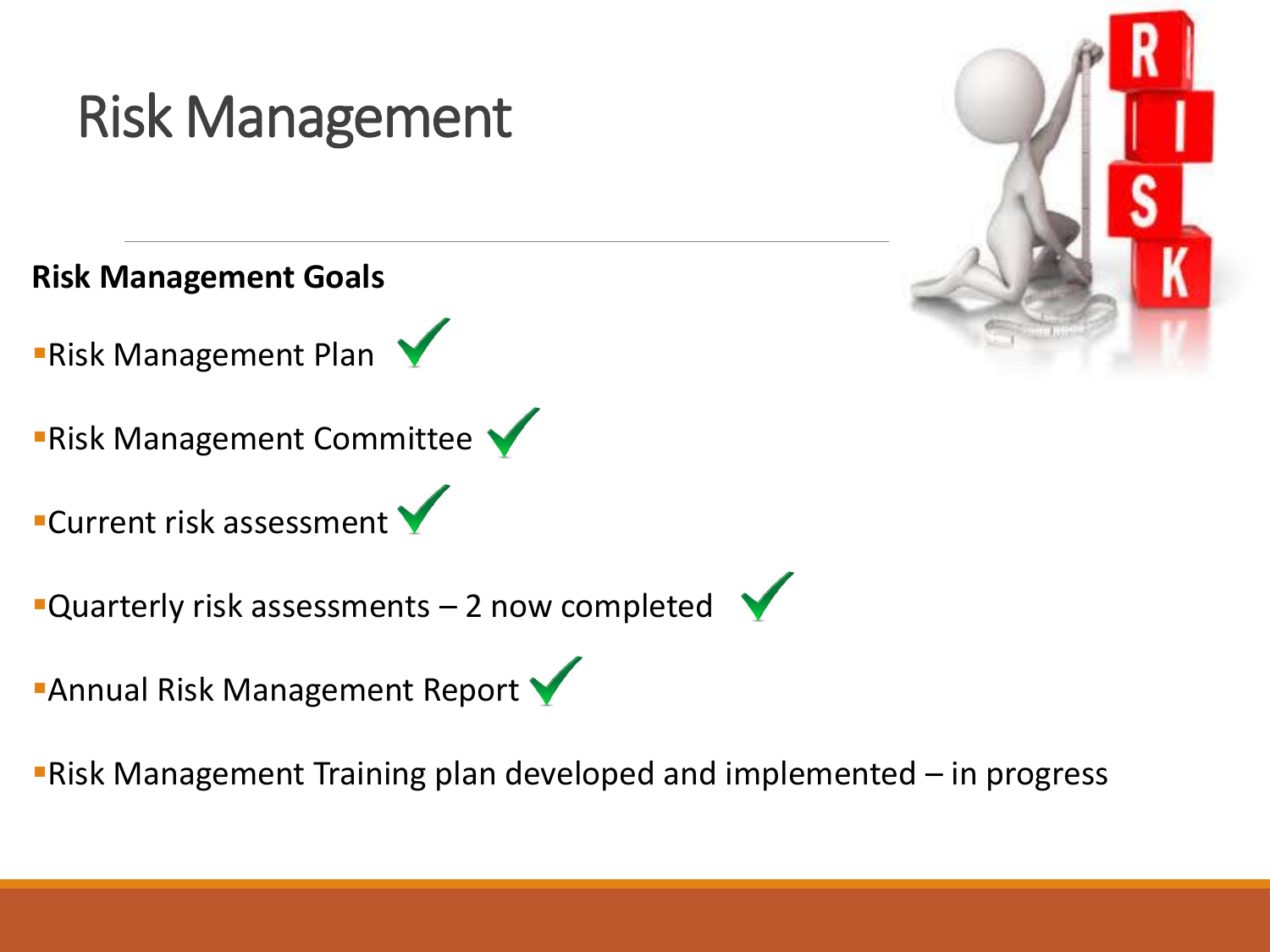# Risk Management

**Risk Management Goals**

- Risk Management Plan ✓
- Risk Management Committee ✓
- Current risk assessment ✓
- Quarterly risk assessments – 2 now completed ✓
- Annual Risk Management Report ✓
- Risk Management Training plan developed and implemented – in progress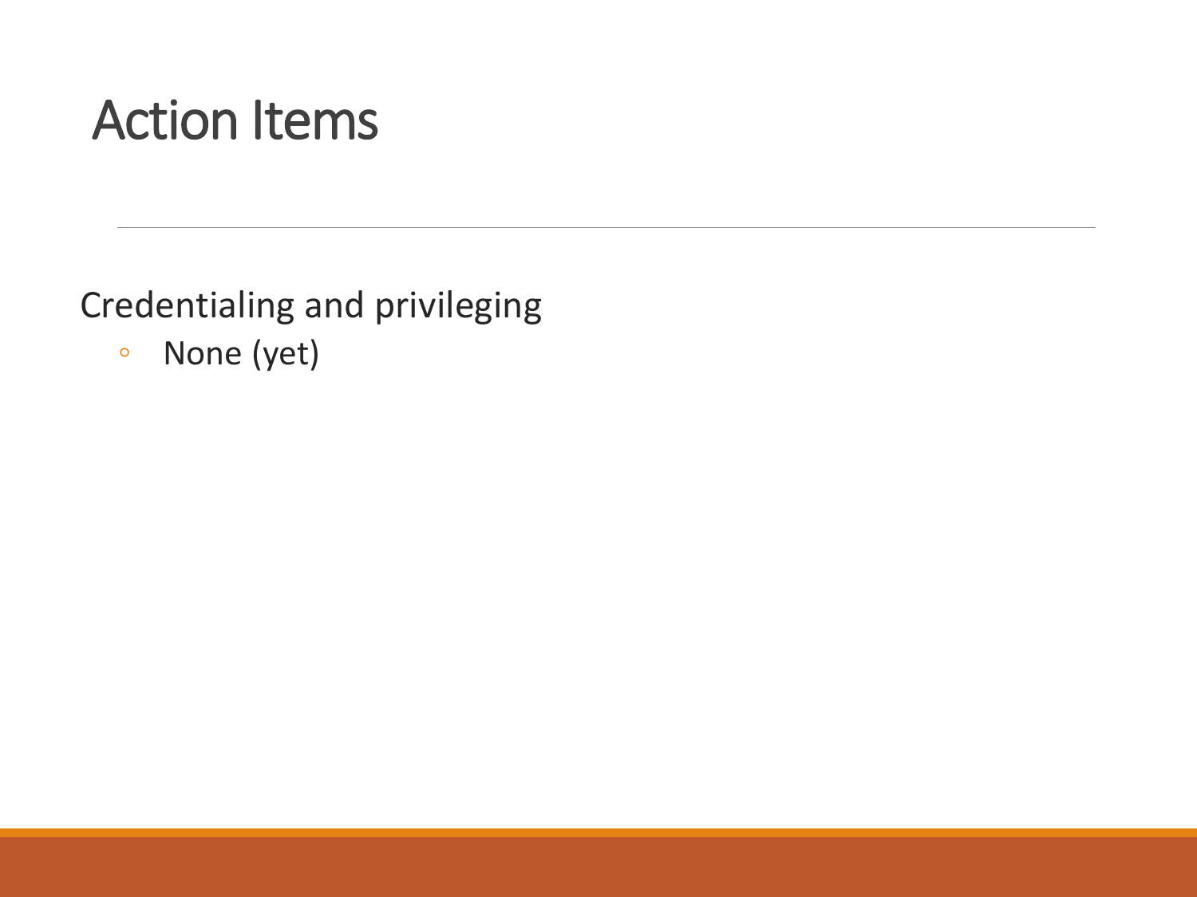# Action Items

Credentialing and privileging

- None (yet)